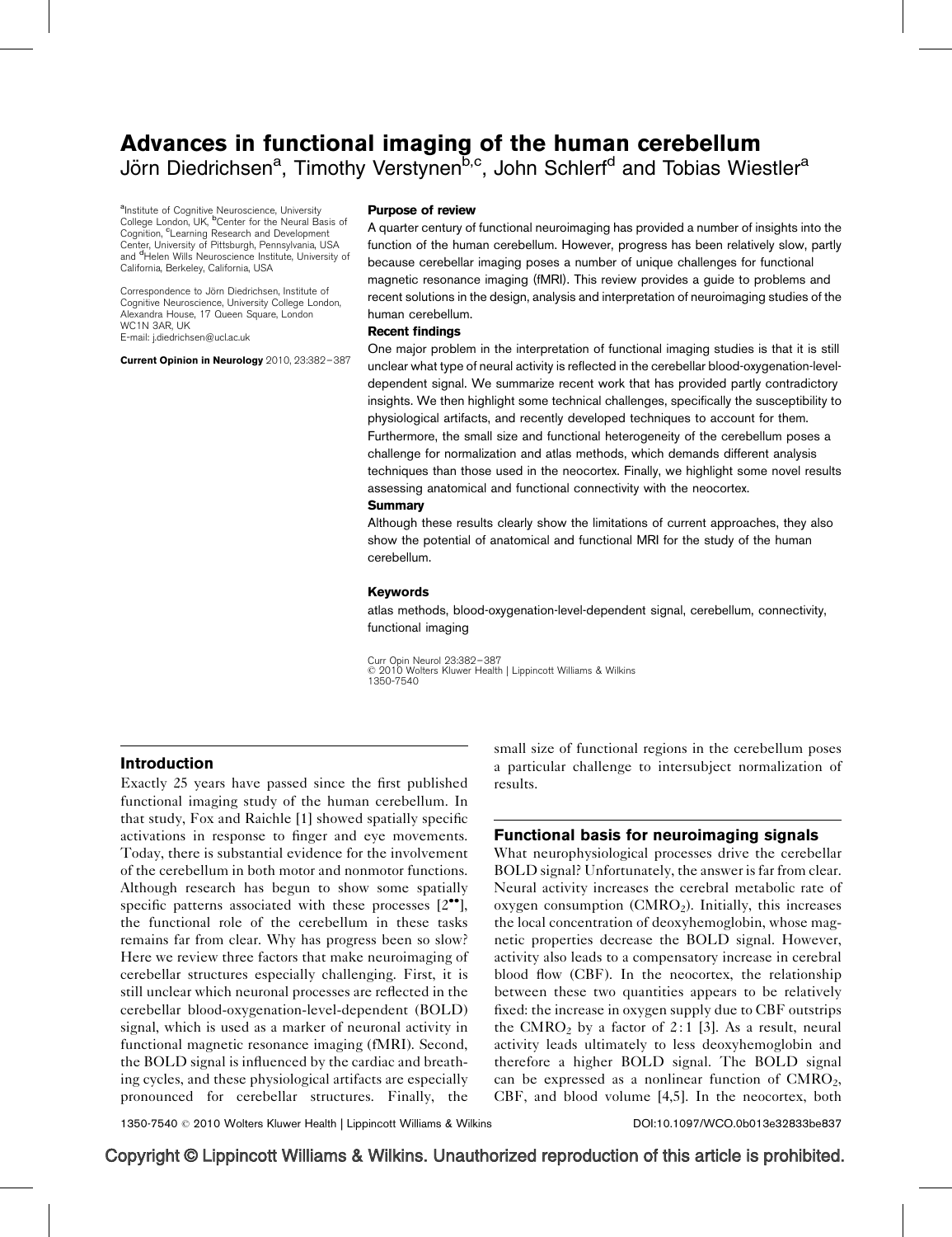# Advances in functional imaging of the human cerebellum

Jörn Diedrichsen[a], Timothy Verstynen[b,c], John Schlerf[d] and Tobias Wiestler[a]

[a]Institute of Cognitive Neuroscience, University College London, UK, [b]Center for the Neural Basis of Cognition, [c]Learning Research and Development Center, University of Pittsburgh, Pennsylvania, USA and [d]Helen Wills Neuroscience Institute, University of California, Berkeley, California, USA

Correspondence to Jörn Diedrichsen, Institute of Cognitive Neuroscience, University College London, Alexandra House, 17 Queen Square, London WC1N 3AR, UK
E-mail: j.diedrichsen@ucl.ac.uk

**Current Opinion in Neurology** 2010, 23:382–387

### Purpose of review

A quarter century of functional neuroimaging has provided a number of insights into the function of the human cerebellum. However, progress has been relatively slow, partly because cerebellar imaging poses a number of unique challenges for functional magnetic resonance imaging (fMRI). This review provides a guide to problems and recent solutions in the design, analysis and interpretation of neuroimaging studies of the human cerebellum.

### Recent findings

One major problem in the interpretation of functional imaging studies is that it is still unclear what type of neural activity is reflected in the cerebellar blood-oxygenation-level-dependent signal. We summarize recent work that has provided partly contradictory insights. We then highlight some technical challenges, specifically the susceptibility to physiological artifacts, and recently developed techniques to account for them. Furthermore, the small size and functional heterogeneity of the cerebellum poses a challenge for normalization and atlas methods, which demands different analysis techniques than those used in the neocortex. Finally, we highlight some novel results assessing anatomical and functional connectivity with the neocortex.

### Summary

Although these results clearly show the limitations of current approaches, they also show the potential of anatomical and functional MRI for the study of the human cerebellum.

### Keywords

atlas methods, blood-oxygenation-level-dependent signal, cerebellum, connectivity, functional imaging

Curr Opin Neurol 23:382–387
© 2010 Wolters Kluwer Health | Lippincott Williams & Wilkins
1350-7540

## Introduction

Exactly 25 years have passed since the first published functional imaging study of the human cerebellum. In that study, Fox and Raichle [1] showed spatially specific activations in response to finger and eye movements. Today, there is substantial evidence for the involvement of the cerebellum in both motor and nonmotor functions. Although research has begun to show some spatially specific patterns associated with these processes [2••], the functional role of the cerebellum in these tasks remains far from clear. Why has progress been so slow? Here we review three factors that make neuroimaging of cerebellar structures especially challenging. First, it is still unclear which neuronal processes are reflected in the cerebellar blood-oxygenation-level-dependent (BOLD) signal, which is used as a marker of neuronal activity in functional magnetic resonance imaging (fMRI). Second, the BOLD signal is influenced by the cardiac and breathing cycles, and these physiological artifacts are especially pronounced for cerebellar structures. Finally, the small size of functional regions in the cerebellum poses a particular challenge to intersubject normalization of results.

## Functional basis for neuroimaging signals

What neurophysiological processes drive the cerebellar BOLD signal? Unfortunately, the answer is far from clear. Neural activity increases the cerebral metabolic rate of oxygen consumption ($CMRO_2$). Initially, this increases the local concentration of deoxyhemoglobin, whose magnetic properties decrease the BOLD signal. However, activity also leads to a compensatory increase in cerebral blood flow (CBF). In the neocortex, the relationship between these two quantities appears to be relatively fixed: the increase in oxygen supply due to CBF outstrips the $CMRO_2$ by a factor of 2 : 1 [3]. As a result, neural activity leads ultimately to less deoxyhemoglobin and therefore a higher BOLD signal. The BOLD signal can be expressed as a nonlinear function of $CMRO_2$, CBF, and blood volume [4,5]. In the neocortex, both

1350-7540 © 2010 Wolters Kluwer Health | Lippincott Williams & Wilkins DOI:10.1097/WCO.0b013e32833be837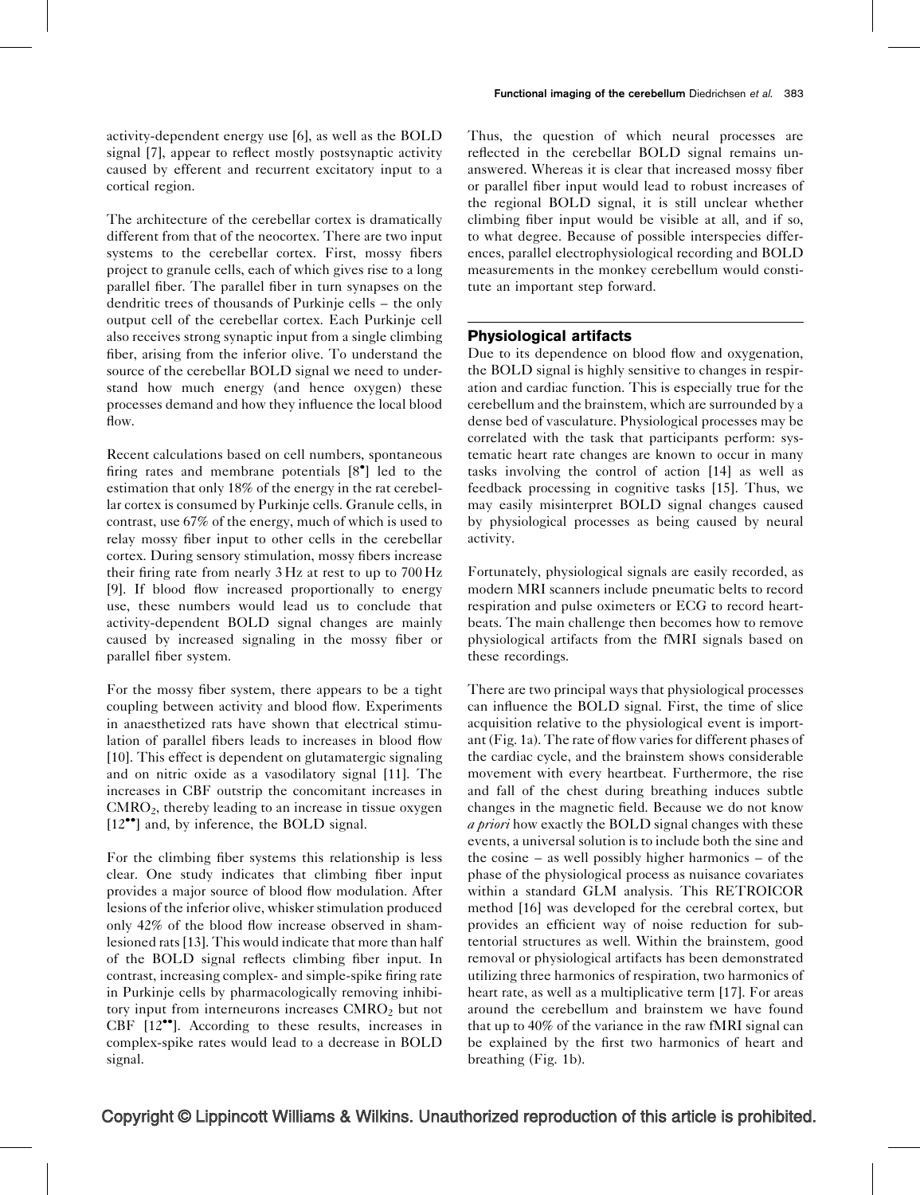activity-dependent energy use [6], as well as the BOLD signal [7], appear to reflect mostly postsynaptic activity caused by efferent and recurrent excitatory input to a cortical region.

The architecture of the cerebellar cortex is dramatically different from that of the neocortex. There are two input systems to the cerebellar cortex. First, mossy fibers project to granule cells, each of which gives rise to a long parallel fiber. The parallel fiber in turn synapses on the dendritic trees of thousands of Purkinje cells – the only output cell of the cerebellar cortex. Each Purkinje cell also receives strong synaptic input from a single climbing fiber, arising from the inferior olive. To understand the source of the cerebellar BOLD signal we need to understand how much energy (and hence oxygen) these processes demand and how they influence the local blood flow.

Recent calculations based on cell numbers, spontaneous firing rates and membrane potentials [8•] led to the estimation that only 18% of the energy in the rat cerebellar cortex is consumed by Purkinje cells. Granule cells, in contrast, use 67% of the energy, much of which is used to relay mossy fiber input to other cells in the cerebellar cortex. During sensory stimulation, mossy fibers increase their firing rate from nearly 3 Hz at rest to up to 700 Hz [9]. If blood flow increased proportionally to energy use, these numbers would lead us to conclude that activity-dependent BOLD signal changes are mainly caused by increased signaling in the mossy fiber or parallel fiber system.

For the mossy fiber system, there appears to be a tight coupling between activity and blood flow. Experiments in anaesthetized rats have shown that electrical stimulation of parallel fibers leads to increases in blood flow [10]. This effect is dependent on glutamatergic signaling and on nitric oxide as a vasodilatory signal [11]. The increases in CBF outstrip the concomitant increases in $CMRO_2$, thereby leading to an increase in tissue oxygen [12••] and, by inference, the BOLD signal.

For the climbing fiber systems this relationship is less clear. One study indicates that climbing fiber input provides a major source of blood flow modulation. After lesions of the inferior olive, whisker stimulation produced only 42% of the blood flow increase observed in sham-lesioned rats [13]. This would indicate that more than half of the BOLD signal reflects climbing fiber input. In contrast, increasing complex- and simple-spike firing rate in Purkinje cells by pharmacologically removing inhibitory input from interneurons increases $CMRO_2$ but not CBF [12••]. According to these results, increases in complex-spike rates would lead to a decrease in BOLD signal.

Thus, the question of which neural processes are reflected in the cerebellar BOLD signal remains unanswered. Whereas it is clear that increased mossy fiber or parallel fiber input would lead to robust increases of the regional BOLD signal, it is still unclear whether climbing fiber input would be visible at all, and if so, to what degree. Because of possible interspecies differences, parallel electrophysiological recording and BOLD measurements in the monkey cerebellum would constitute an important step forward.

## Physiological artifacts

Due to its dependence on blood flow and oxygenation, the BOLD signal is highly sensitive to changes in respiration and cardiac function. This is especially true for the cerebellum and the brainstem, which are surrounded by a dense bed of vasculature. Physiological processes may be correlated with the task that participants perform: systematic heart rate changes are known to occur in many tasks involving the control of action [14] as well as feedback processing in cognitive tasks [15]. Thus, we may easily misinterpret BOLD signal changes caused by physiological processes as being caused by neural activity.

Fortunately, physiological signals are easily recorded, as modern MRI scanners include pneumatic belts to record respiration and pulse oximeters or ECG to record heartbeats. The main challenge then becomes how to remove physiological artifacts from the fMRI signals based on these recordings.

There are two principal ways that physiological processes can influence the BOLD signal. First, the time of slice acquisition relative to the physiological event is important (Fig. 1a). The rate of flow varies for different phases of the cardiac cycle, and the brainstem shows considerable movement with every heartbeat. Furthermore, the rise and fall of the chest during breathing induces subtle changes in the magnetic field. Because we do not know *a priori* how exactly the BOLD signal changes with these events, a universal solution is to include both the sine and the cosine – as well possibly higher harmonics – of the phase of the physiological process as nuisance covariates within a standard GLM analysis. This RETROICOR method [16] was developed for the cerebral cortex, but provides an efficient way of noise reduction for subtentorial structures as well. Within the brainstem, good removal or physiological artifacts has been demonstrated utilizing three harmonics of respiration, two harmonics of heart rate, as well as a multiplicative term [17]. For areas around the cerebellum and brainstem we have found that up to 40% of the variance in the raw fMRI signal can be explained by the first two harmonics of heart and breathing (Fig. 1b).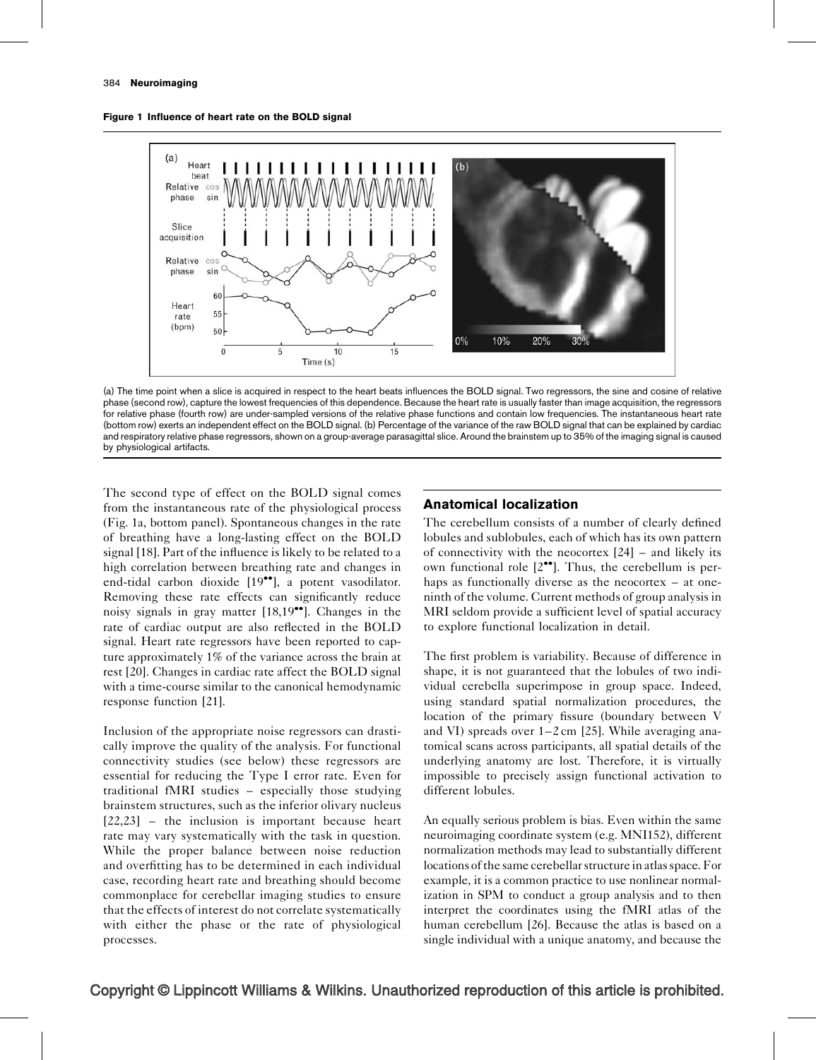**Figure 1 Influence of heart rate on the BOLD signal**

(a) The time point when a slice is acquired in respect to the heart beats influences the BOLD signal. Two regressors, the sine and cosine of relative phase (second row), capture the lowest frequencies of this dependence. Because the heart rate is usually faster than image acquisition, the regressors for relative phase (fourth row) are under-sampled versions of the relative phase functions and contain low frequencies. The instantaneous heart rate (bottom row) exerts an independent effect on the BOLD signal. (b) Percentage of the variance of the raw BOLD signal that can be explained by cardiac and respiratory relative phase regressors, shown on a group-average parasagittal slice. Around the brainstem up to 35% of the imaging signal is caused by physiological artifacts.

The second type of effect on the BOLD signal comes from the instantaneous rate of the physiological process (Fig. 1a, bottom panel). Spontaneous changes in the rate of breathing have a long-lasting effect on the BOLD signal [18]. Part of the influence is likely to be related to a high correlation between breathing rate and changes in end-tidal carbon dioxide [19••], a potent vasodilator. Removing these rate effects can significantly reduce noisy signals in gray matter [18,19••]. Changes in the rate of cardiac output are also reflected in the BOLD signal. Heart rate regressors have been reported to capture approximately 1% of the variance across the brain at rest [20]. Changes in cardiac rate affect the BOLD signal with a time-course similar to the canonical hemodynamic response function [21].

Inclusion of the appropriate noise regressors can drastically improve the quality of the analysis. For functional connectivity studies (see below) these regressors are essential for reducing the Type I error rate. Even for traditional fMRI studies – especially those studying brainstem structures, such as the inferior olivary nucleus [22,23] – the inclusion is important because heart rate may vary systematically with the task in question. While the proper balance between noise reduction and overfitting has to be determined in each individual case, recording heart rate and breathing should become commonplace for cerebellar imaging studies to ensure that the effects of interest do not correlate systematically with either the phase or the rate of physiological processes.

## Anatomical localization

The cerebellum consists of a number of clearly defined lobules and sublobules, each of which has its own pattern of connectivity with the neocortex [24] – and likely its own functional role [2••]. Thus, the cerebellum is perhaps as functionally diverse as the neocortex – at one-ninth of the volume. Current methods of group analysis in MRI seldom provide a sufficient level of spatial accuracy to explore functional localization in detail.

The first problem is variability. Because of difference in shape, it is not guaranteed that the lobules of two individual cerebella superimpose in group space. Indeed, using standard spatial normalization procedures, the location of the primary fissure (boundary between V and VI) spreads over 1–2 cm [25]. While averaging anatomical scans across participants, all spatial details of the underlying anatomy are lost. Therefore, it is virtually impossible to precisely assign functional activation to different lobules.

An equally serious problem is bias. Even within the same neuroimaging coordinate system (e.g. MNI152), different normalization methods may lead to substantially different locations of the same cerebellar structure in atlas space. For example, it is a common practice to use nonlinear normalization in SPM to conduct a group analysis and to then interpret the coordinates using the fMRI atlas of the human cerebellum [26]. Because the atlas is based on a single individual with a unique anatomy, and because the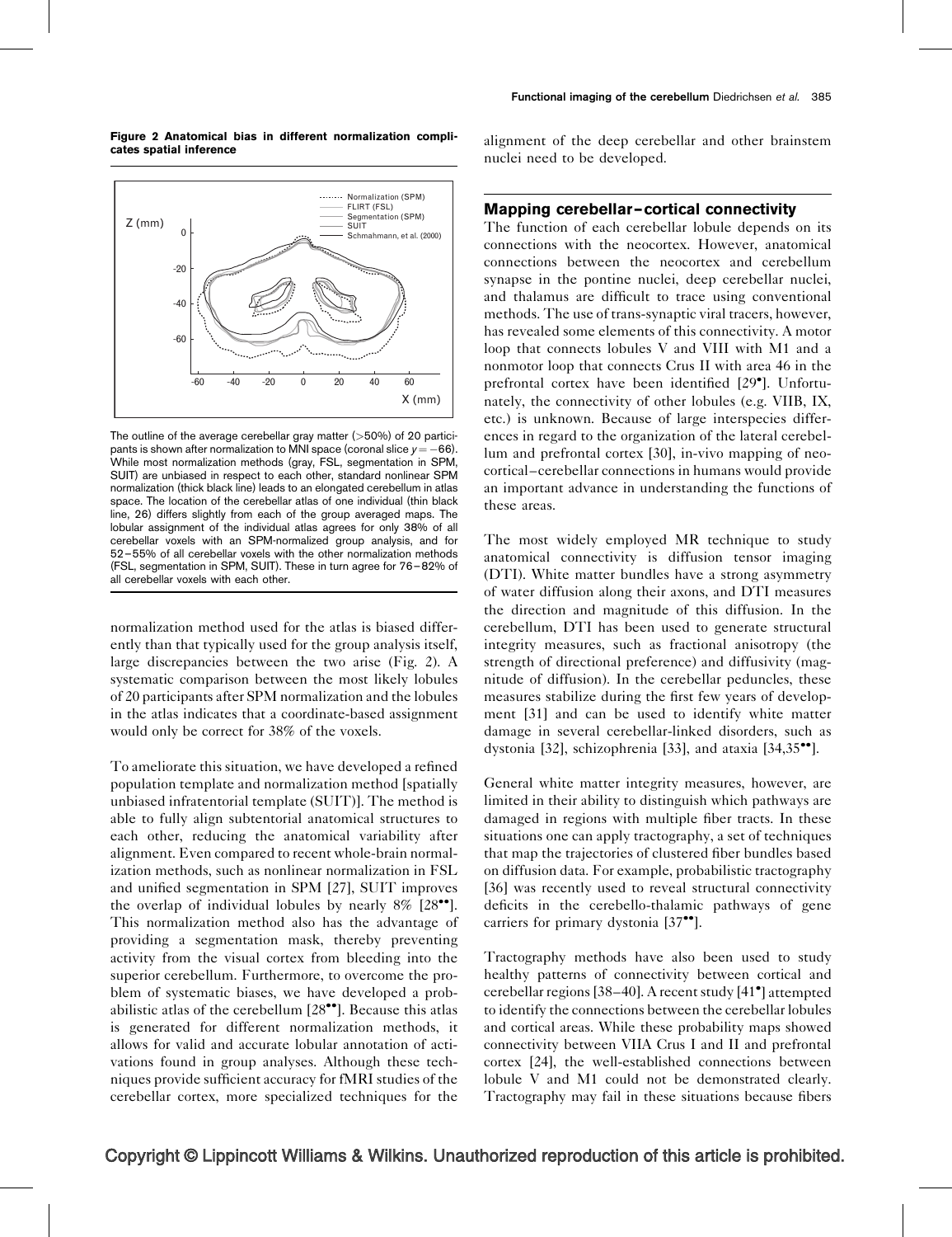**Figure 2 Anatomical bias in different normalization complicates spatial inference**

The outline of the average cerebellar gray matter (>50%) of 20 participants is shown after normalization to MNI space (coronal slice $y = -66$). While most normalization methods (gray, FSL, segmentation in SPM, SUIT) are unbiased in respect to each other, standard nonlinear SPM normalization (thick black line) leads to an elongated cerebellum in atlas space. The location of the cerebellar atlas of one individual (thin black line, 26) differs slightly from each of the group averaged maps. The lobular assignment of the individual atlas agrees for only 38% of all cerebellar voxels with an SPM-normalized group analysis, and for 52–55% of all cerebellar voxels with the other normalization methods (FSL, segmentation in SPM, SUIT). These in turn agree for 76–82% of all cerebellar voxels with each other.

normalization method used for the atlas is biased differently than that typically used for the group analysis itself, large discrepancies between the two arise (Fig. 2). A systematic comparison between the most likely lobules of 20 participants after SPM normalization and the lobules in the atlas indicates that a coordinate-based assignment would only be correct for 38% of the voxels.

To ameliorate this situation, we have developed a refined population template and normalization method [spatially unbiased infratentorial template (SUIT)]. The method is able to fully align subtentorial anatomical structures to each other, reducing the anatomical variability after alignment. Even compared to recent whole-brain normalization methods, such as nonlinear normalization in FSL and unified segmentation in SPM [27], SUIT improves the overlap of individual lobules by nearly 8% [28••]. This normalization method also has the advantage of providing a segmentation mask, thereby preventing activity from the visual cortex from bleeding into the superior cerebellum. Furthermore, to overcome the problem of systematic biases, we have developed a probabilistic atlas of the cerebellum [28••]. Because this atlas is generated for different normalization methods, it allows for valid and accurate lobular annotation of activations found in group analyses. Although these techniques provide sufficient accuracy for fMRI studies of the cerebellar cortex, more specialized techniques for the alignment of the deep cerebellar and other brainstem nuclei need to be developed.

## Mapping cerebellar–cortical connectivity

The function of each cerebellar lobule depends on its connections with the neocortex. However, anatomical connections between the neocortex and cerebellum synapse in the pontine nuclei, deep cerebellar nuclei, and thalamus are difficult to trace using conventional methods. The use of trans-synaptic viral tracers, however, has revealed some elements of this connectivity. A motor loop that connects lobules V and VIII with M1 and a nonmotor loop that connects Crus II with area 46 in the prefrontal cortex have been identified [29•]. Unfortunately, the connectivity of other lobules (e.g. VIIB, IX, etc.) is unknown. Because of large interspecies differences in regard to the organization of the lateral cerebellum and prefrontal cortex [30], in-vivo mapping of neocortical–cerebellar connections in humans would provide an important advance in understanding the functions of these areas.

The most widely employed MR technique to study anatomical connectivity is diffusion tensor imaging (DTI). White matter bundles have a strong asymmetry of water diffusion along their axons, and DTI measures the direction and magnitude of this diffusion. In the cerebellum, DTI has been used to generate structural integrity measures, such as fractional anisotropy (the strength of directional preference) and diffusivity (magnitude of diffusion). In the cerebellar peduncles, these measures stabilize during the first few years of development [31] and can be used to identify white matter damage in several cerebellar-linked disorders, such as dystonia [32], schizophrenia [33], and ataxia [34,35••].

General white matter integrity measures, however, are limited in their ability to distinguish which pathways are damaged in regions with multiple fiber tracts. In these situations one can apply tractography, a set of techniques that map the trajectories of clustered fiber bundles based on diffusion data. For example, probabilistic tractography [36] was recently used to reveal structural connectivity deficits in the cerebello-thalamic pathways of gene carriers for primary dystonia [37••].

Tractography methods have also been used to study healthy patterns of connectivity between cortical and cerebellar regions [38–40]. A recent study [41•] attempted to identify the connections between the cerebellar lobules and cortical areas. While these probability maps showed connectivity between VIIA Crus I and II and prefrontal cortex [24], the well-established connections between lobule V and M1 could not be demonstrated clearly. Tractography may fail in these situations because fibers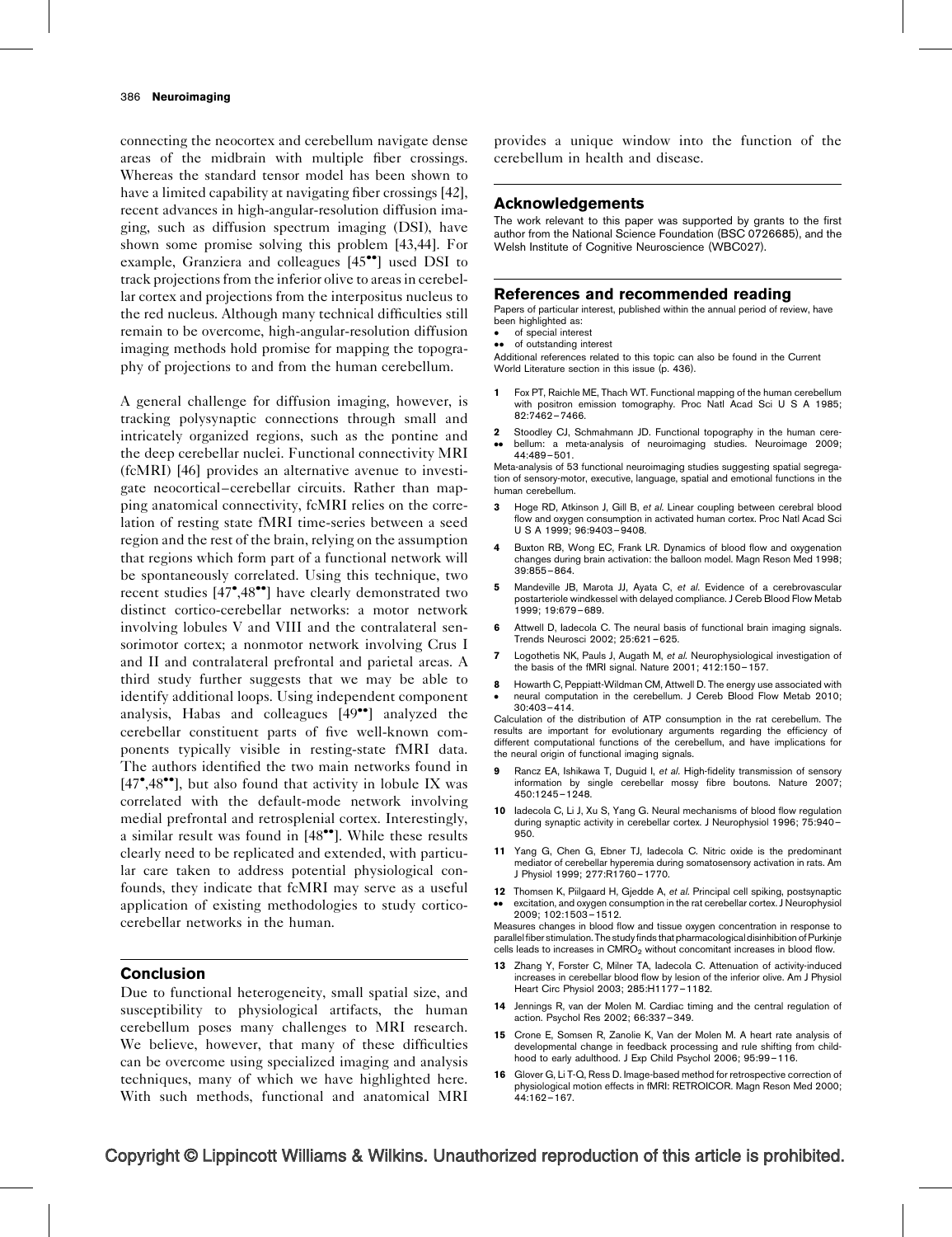connecting the neocortex and cerebellum navigate dense areas of the midbrain with multiple fiber crossings. Whereas the standard tensor model has been shown to have a limited capability at navigating fiber crossings [42], recent advances in high-angular-resolution diffusion imaging, such as diffusion spectrum imaging (DSI), have shown some promise solving this problem [43,44]. For example, Granziera and colleagues [45••] used DSI to track projections from the inferior olive to areas in cerebellar cortex and projections from the interpositus nucleus to the red nucleus. Although many technical difficulties still remain to be overcome, high-angular-resolution diffusion imaging methods hold promise for mapping the topography of projections to and from the human cerebellum.

A general challenge for diffusion imaging, however, is tracking polysynaptic connections through small and intricately organized regions, such as the pontine and the deep cerebellar nuclei. Functional connectivity MRI (fcMRI) [46] provides an alternative avenue to investigate neocortical–cerebellar circuits. Rather than mapping anatomical connectivity, fcMRI relies on the correlation of resting state fMRI time-series between a seed region and the rest of the brain, relying on the assumption that regions which form part of a functional network will be spontaneously correlated. Using this technique, two recent studies [47•,48••] have clearly demonstrated two distinct cortico-cerebellar networks: a motor network involving lobules V and VIII and the contralateral sensorimotor cortex; a nonmotor network involving Crus I and II and contralateral prefrontal and parietal areas. A third study further suggests that we may be able to identify additional loops. Using independent component analysis, Habas and colleagues [49••] analyzed the cerebellar constituent parts of five well-known components typically visible in resting-state fMRI data. The authors identified the two main networks found in [47•,48••], but also found that activity in lobule IX was correlated with the default-mode network involving medial prefrontal and retrosplenial cortex. Interestingly, a similar result was found in [48••]. While these results clearly need to be replicated and extended, with particular care taken to address potential physiological confounds, they indicate that fcMRI may serve as a useful application of existing methodologies to study cortico-cerebellar networks in the human.

## Conclusion

Due to functional heterogeneity, small spatial size, and susceptibility to physiological artifacts, the human cerebellum poses many challenges to MRI research. We believe, however, that many of these difficulties can be overcome using specialized imaging and analysis techniques, many of which we have highlighted here. With such methods, functional and anatomical MRI provides a unique window into the function of the cerebellum in health and disease.

## Acknowledgements

The work relevant to this paper was supported by grants to the first author from the National Science Foundation (BSC 0726685), and the Welsh Institute of Cognitive Neuroscience (WBC027).

## References and recommended reading

Papers of particular interest, published within the annual period of review, have been highlighted as:

- • of special interest
- •• of outstanding interest

Additional references related to this topic can also be found in the Current World Literature section in this issue (p. 436).

1. Fox PT, Raichle ME, Thach WT. Functional mapping of the human cerebellum with positron emission tomography. Proc Natl Acad Sci U S A 1985; 82:7462–7466.

2. •• Stoodley CJ, Schmahmann JD. Functional topography in the human cerebellum: a meta-analysis of neuroimaging studies. Neuroimage 2009; 44:489–501.
Meta-analysis of 53 functional neuroimaging studies suggesting spatial segregation of sensory-motor, executive, language, spatial and emotional functions in the human cerebellum.

3. Hoge RD, Atkinson J, Gill B, *et al.* Linear coupling between cerebral blood flow and oxygen consumption in activated human cortex. Proc Natl Acad Sci U S A 1999; 96:9403–9408.

4. Buxton RB, Wong EC, Frank LR. Dynamics of blood flow and oxygenation changes during brain activation: the balloon model. Magn Reson Med 1998; 39:855–864.

5. Mandeville JB, Marota JJ, Ayata C, *et al.* Evidence of a cerebrovascular postarteriole windkessel with delayed compliance. J Cereb Blood Flow Metab 1999; 19:679–689.

6. Attwell D, Iadecola C. The neural basis of functional brain imaging signals. Trends Neurosci 2002; 25:621–625.

7. Logothetis NK, Pauls J, Augath M, *et al.* Neurophysiological investigation of the basis of the fMRI signal. Nature 2001; 412:150–157.

8. • Howarth C, Peppiatt-Wildman CM, Attwell D. The energy use associated with neural computation in the cerebellum. J Cereb Blood Flow Metab 2010; 30:403–414.
Calculation of the distribution of ATP consumption in the rat cerebellum. The results are important for evolutionary arguments regarding the efficiency of different computational functions of the cerebellum, and have implications for the neural origin of functional imaging signals.

9. Rancz EA, Ishikawa T, Duguid I, *et al.* High-fidelity transmission of sensory information by single cerebellar mossy fibre boutons. Nature 2007; 450:1245–1248.

10. Iadecola C, Li J, Xu S, Yang G. Neural mechanisms of blood flow regulation during synaptic activity in cerebellar cortex. J Neurophysiol 1996; 75:940–950.

11. Yang G, Chen G, Ebner TJ, Iadecola C. Nitric oxide is the predominant mediator of cerebellar hyperemia during somatosensory activation in rats. Am J Physiol 1999; 277:R1760–1770.

12. •• Thomsen K, Piilgaard H, Gjedde A, *et al.* Principal cell spiking, postsynaptic excitation, and oxygen consumption in the rat cerebellar cortex. J Neurophysiol 2009; 102:1503–1512.
Measures changes in blood flow and tissue oxygen concentration in response to parallel fiber stimulation. The study finds that pharmacological disinhibition of Purkinje cells leads to increases in $CMRO_2$ without concomitant increases in blood flow.

13. Zhang Y, Forster C, Milner TA, Iadecola C. Attenuation of activity-induced increases in cerebellar blood flow by lesion of the inferior olive. Am J Physiol Heart Circ Physiol 2003; 285:H1177–1182.

14. Jennings R, van der Molen M. Cardiac timing and the central regulation of action. Psychol Res 2002; 66:337–349.

15. Crone E, Somsen R, Zanolie K, Van der Molen M. A heart rate analysis of developmental change in feedback processing and rule shifting from childhood to early adulthood. J Exp Child Psychol 2006; 95:99–116.

16. Glover G, Li T-Q, Ress D. Image-based method for retrospective correction of physiological motion effects in fMRI: RETROICOR. Magn Reson Med 2000; 44:162–167.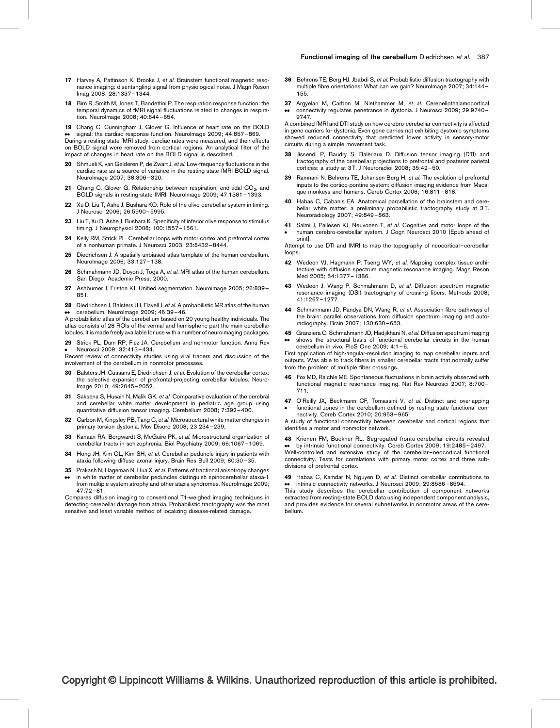17 Harvey A, Pattinson K, Brooks J, *et al.* Brainstem functional magnetic resonance imaging: disentangling signal from physiological noise. J Magn Reson Imag 2008; 28:1337–1344.

18 Birn R, Smith M, Jones T, Bandettini P. The respiration response function: the temporal dynamics of fMRI signal fluctuations related to changes in respiration. NeuroImage 2008; 40:644–654.

19 Chang C, Cunningham J, Glover G. Influence of heart rate on the BOLD •• signal: the cardiac response function. NeuroImage 2009; 44:857–869.
During a resting state fMRI study, cardiac rates were measured, and their effects on BOLD signal were removed from cortical regions. An analytical filter of the impact of changes in heart rate on the BOLD signal is described.

20 Shmueli K, van Gelderen P, de Zwart J, *et al.* Low-frequency fluctuations in the cardiac rate as a source of variance in the resting-state fMRI BOLD signal. NeuroImage 2007; 38:306–320.

21 Chang C, Glover G. Relationship between respiration, end-tidal $CO_2$, and BOLD signals in resting-state fMRI. NeuroImage 2009; 47:1381–1393.

22 Xu D, Liu T, Ashe J, Bushara KO. Role of the olivo-cerebellar system in timing. J Neurosci 2006; 26:5990–5995.

23 Liu T, Xu D, Ashe J, Bushara K. Specificity of inferior olive response to stimulus timing. J Neurophysiol 2008; 100:1557–1561.

24 Kelly RM, Strick PL. Cerebellar loops with motor cortex and prefrontal cortex of a nonhuman primate. J Neurosci 2003; 23:8432–8444.

25 Diedrichsen J. A spatially unbiased atlas template of the human cerebellum. NeuroImage 2006; 33:127–138.

26 Schmahmann JD, Doyon J, Toga A, *et al.* MRI atlas of the human cerebellum. San Diego: Academic Press; 2000.

27 Ashburner J, Friston KJ. Unified segmentation. Neuroimage 2005; 26:839–851.

28 Diedrichsen J, Balsters JH, Flavell J, *et al.* A probabilistic MR atlas of the human •• cerebellum. NeuroImage 2009; 46:39–46.
A probabilistic atlas of the cerebellum based on 20 young healthy individuals. The atlas consists of 28 ROIs of the vermal and hemispheric part the main cerebellar lobules. It is made freely available for use with a number of neuroimaging packages.

29 Strick PL, Dum RP, Fiez JA. Cerebellum and nonmotor function. Annu Rev • Neurosci 2009; 32:413–434.
Recent review of connectivity studies using viral tracers and discussion of the involvement of the cerebellum in nonmotor processes.

30 Balsters JH, Cussans E, Diedrichsen J, *et al.* Evolution of the cerebellar cortex: the selective expansion of prefrontal-projecting cerebellar lobules. NeuroImage 2010; 49:2045–2052.

31 Saksena S, Husain N, Malik GK, *et al.* Comparative evaluation of the cerebral and cerebellar white matter development in pediatric age group using quantitative diffusion tensor imaging. Cerebellum 2008; 7:392–400.

32 Carbon M, Kingsley PB, Tang C, *et al.* Microstructural white matter changes in primary torsion dystonia. Mov Disord 2008; 23:234–239.

33 Kanaan RA, Borgwardt S, McGuire PK, *et al.* Microstructural organization of cerebellar tracts in schizophrenia. Biol Psychiatry 2009; 66:1067–1069.

34 Hong JH, Kim OL, Kim SH, *et al.* Cerebellar peduncle injury in patients with ataxia following diffuse axonal injury. Brain Res Bull 2009; 80:30–35.

35 Prakash N, Hageman N, Hua X, *et al.* Patterns of fractional anisotropy changes •• in white matter of cerebellar peduncles distinguish spinocerebellar ataxia-1 from multiple system atrophy and other ataxia syndromes. NeuroImage 2009; 47:72–81.
Compares diffusion imaging to conventional T1-weighed imaging techniques in detecting cerebellar damage from ataxia. Probabilistic tractography was the most sensitive and least variable method of localizing disease-related damage.

36 Behrens TE, Berg HJ, Jbabdi S, *et al.* Probabilistic diffusion tractography with multiple fibre orientations: What can we gain? NeuroImage 2007; 34:144–155.

37 Argyelan M, Carbon M, Niethammer M, *et al.* Cerebellothalamocortical •• connectivity regulates penetrance in dystonia. J Neurosci 2009; 29:9740–9747.
A combined fMRI and DTI study on how cerebro-cerebellar connectivity is affected in gene carriers for dystonia. Even gene carries not exhibiting dystonic symptoms showed reduced connectivity that predicted lower activity in sensory-motor circuits during a simple movement task.

38 Jissendi P, Baudry S, Balériaux D. Diffusion tensor imaging (DTI) and tractography of the cerebellar projections to prefrontal and posterior parietal cortices: a study at 3 T. J Neuroradiol 2008; 35:42–50.

39 Ramnani N, Behrens TE, Johansen-Berg H, *et al.* The evolution of prefrontal inputs to the cortico-pontine system: diffusion imaging evidence from Macaque monkeys and humans. Cereb Cortex 2006; 16:811–818.

40 Habas C, Cabanis EA. Anatomical parcellation of the brainstem and cerebellar white matter: a preliminary probabilistic tractography study at 3 T. Neuroradiology 2007; 49:849–863.

41 Salmi J, Pallesen KJ, Neuvonen T, *et al.* Cognitive and motor loops of the • human cerebro-cerebellar system. J Cogn Neurosci 2010 [Epub ahead of print].
Attempt to use DTI and fMRI to map the topography of neocortical–cerebellar loops.

42 Wedeen VJ, Hagmann P, Tseng WY, *et al.* Mapping complex tissue architecture with diffusion spectrum magnetic resonance imaging. Magn Reson Med 2005; 54:1377–1386.

43 Wedeen J, Wang P, Schmahmann D, *et al.* Diffusion spectrum magnetic resonance imaging (DSI) tractography of crossing fibers. Methods 2008; 41:1267–1277.

44 Schmahmann JD, Pandya DN, Wang R, *et al.* Association fibre pathways of the brain: parallel observations from diffusion spectrum imaging and autoradiography. Brain 2007; 130:630–653.

45 Granziera C, Schmahmann JD, Hadjikhani N, *et al.* Diffusion spectrum imaging •• shows the structural basis of functional cerebellar circuits in the human cerebellum in vivo. PloS One 2009; 4:1–6.
First application of high-angular-resolution imaging to map cerebellar inputs and outputs. Was able to track fibers in smaller cerebellar tracts that normally suffer from the problem of multiple fiber crossings.

46 Fox MD, Raichle ME. Spontaneous fluctuations in brain activity observed with functional magnetic resonance imaging. Nat Rev Neurosci 2007; 8:700–711.

47 O'Reilly JX, Beckmann CF, Tomassini V, *et al.* Distinct and overlapping • functional zones in the cerebellum defined by resting state functional connectivity. Cereb Cortex 2010; 20:953–965.
A study of functional connectivity between cerebellar and cortical regions that identifies a motor and nonmotor network.

48 Krienen FM, Buckner RL. Segregated fronto-cerebellar circuits revealed •• by intrinsic functional connectivity. Cereb Cortex 2009; 19:2485–2497.
Well-controlled and extensive study of the cerebellar–neocortical functional connectivity. Tests for correlations with primary motor cortex and three subdivisions of prefrontal cortex.

49 Habas C, Kamdar N, Nguyen D, *et al.* Distinct cerebellar contributions to •• intrinsic connectivity networks. J Neurosci 2009; 29:8586–8594.
This study describes the cerebellar contribution of component networks extracted from resting-state BOLD data using independent component analysis, and provides evidence for several subnetworks in nonmotor areas of the cerebellum.